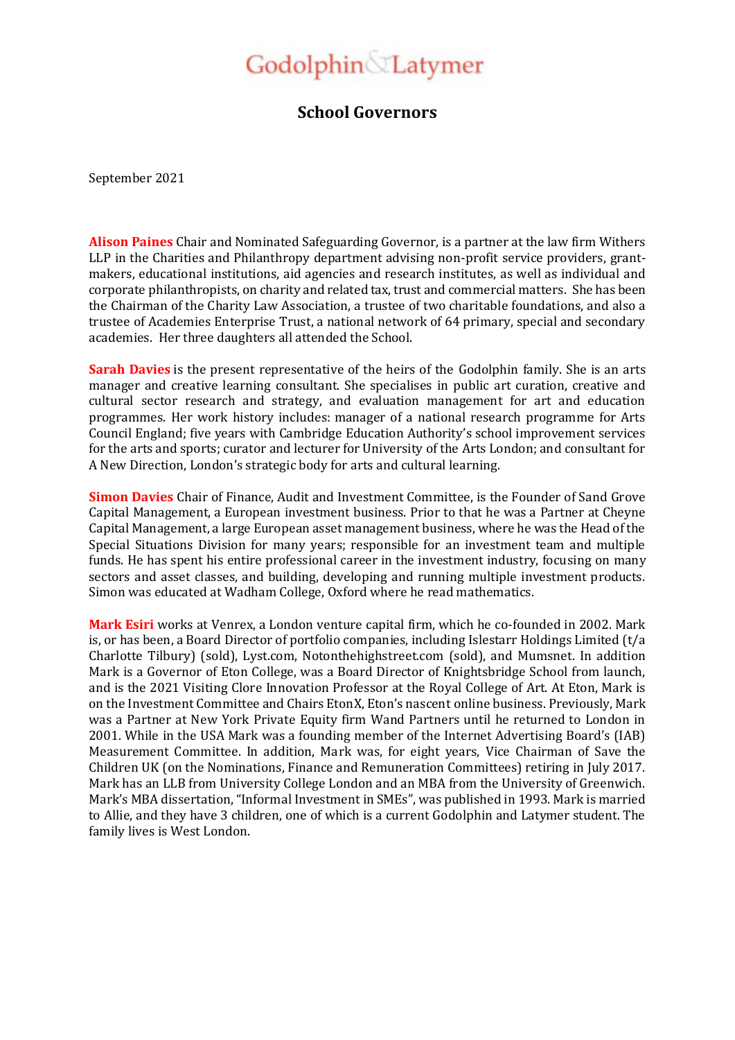# Godolphin & Latymer

## School Governors

September 2021

**Alison Paines** Chair and Nominated Safeguarding Governor, is a partner at the law firm Withers LLP in the Charities and Philanthropy department advising non-profit service providers, grant-makers, educational institutions, aid agencies and research institutes, as well as individual and corporate philanthropists, on charity and related tax, trust and commercial matters. She has been the Chairman of the Charity Law Association, a trustee of two charitable foundations, and also a trustee of Academies Enterprise Trust, a national network of 64 primary, special and secondary academies. Her three daughters all attended the School.

**Sarah Davies** is the present representative of the heirs of the Godolphin family. She is an arts manager and creative learning consultant. She specialises in public art curation, creative and cultural sector research and strategy, and evaluation management for art and education programmes. Her work history includes: manager of a national research programme for Arts Council England; five years with Cambridge Education Authority's school improvement services for the arts and sports; curator and lecturer for University of the Arts London; and consultant for A New Direction, London's strategic body for arts and cultural learning.

**Simon Davies** Chair of Finance, Audit and Investment Committee, is the Founder of Sand Grove Capital Management, a European investment business. Prior to that he was a Partner at Cheyne Capital Management, a large European asset management business, where he was the Head of the Special Situations Division for many years; responsible for an investment team and multiple funds. He has spent his entire professional career in the investment industry, focusing on many sectors and asset classes, and building, developing and running multiple investment products. Simon was educated at Wadham College, Oxford where he read mathematics.

**Mark Esiri** works at Venrex, a London venture capital firm, which he co-founded in 2002. Mark is, or has been, a Board Director of portfolio companies, including Islestarr Holdings Limited (t/a Charlotte Tilbury) (sold), Lyst.com, Notonthehighstreet.com (sold), and Mumsnet. In addition Mark is a Governor of Eton College, was a Board Director of Knightsbridge School from launch, and is the 2021 Visiting Clore Innovation Professor at the Royal College of Art. At Eton, Mark is on the Investment Committee and Chairs EtonX, Eton's nascent online business. Previously, Mark was a Partner at New York Private Equity firm Wand Partners until he returned to London in 2001. While in the USA Mark was a founding member of the Internet Advertising Board's (IAB) Measurement Committee. In addition, Mark was, for eight years, Vice Chairman of Save the Children UK (on the Nominations, Finance and Remuneration Committees) retiring in July 2017. Mark has an LLB from University College London and an MBA from the University of Greenwich. Mark's MBA dissertation, "Informal Investment in SMEs", was published in 1993. Mark is married to Allie, and they have 3 children, one of which is a current Godolphin and Latymer student. The family lives is West London.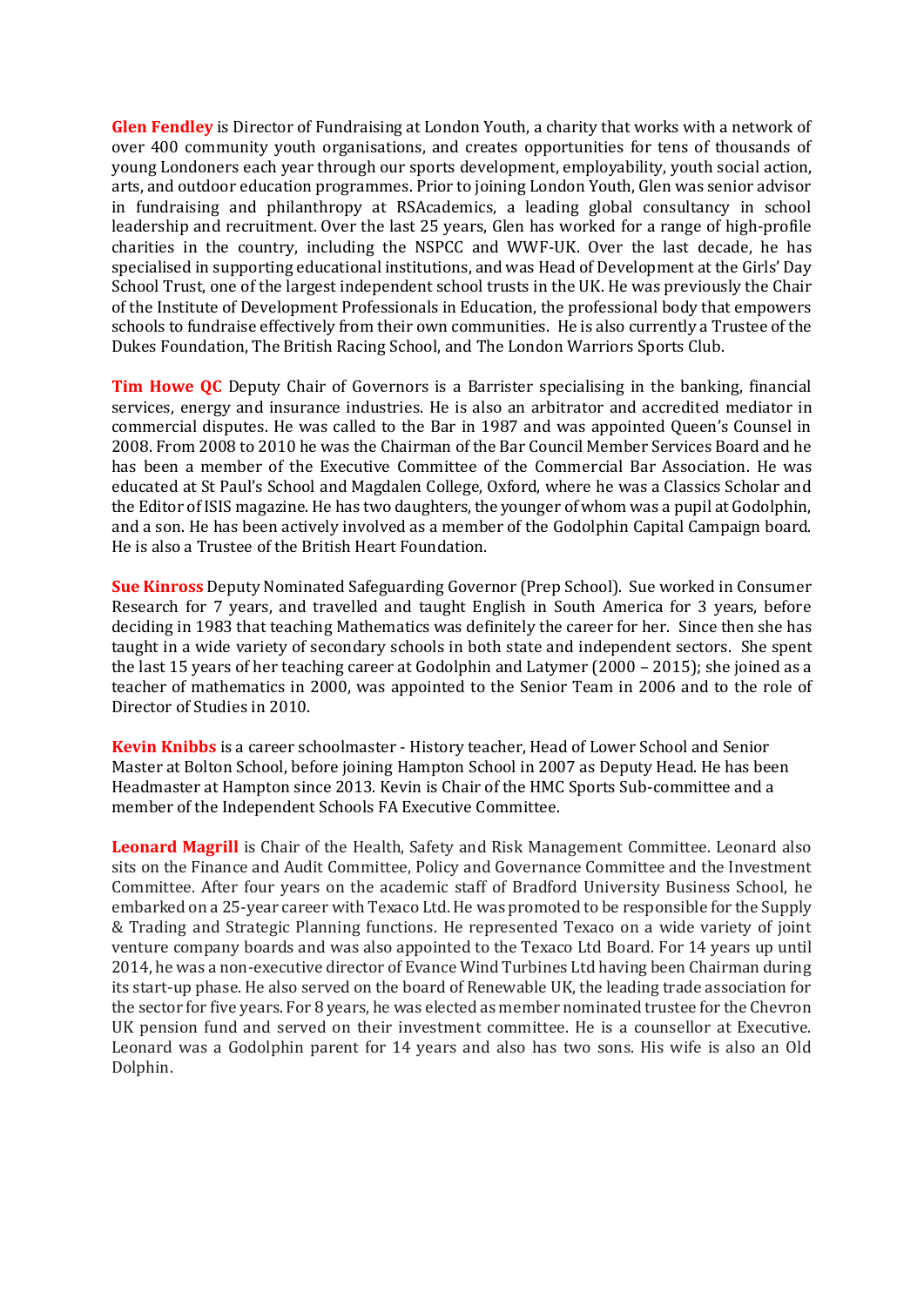**Glen Fendley** is Director of Fundraising at London Youth, a charity that works with a network of over 400 community youth organisations, and creates opportunities for tens of thousands of young Londoners each year through our sports development, employability, youth social action, arts, and outdoor education programmes. Prior to joining London Youth, Glen was senior advisor in fundraising and philanthropy at RSAcademics, a leading global consultancy in school leadership and recruitment. Over the last 25 years, Glen has worked for a range of high-profile charities in the country, including the NSPCC and WWF-UK. Over the last decade, he has specialised in supporting educational institutions, and was Head of Development at the Girls' Day School Trust, one of the largest independent school trusts in the UK. He was previously the Chair of the Institute of Development Professionals in Education, the professional body that empowers schools to fundraise effectively from their own communities. He is also currently a Trustee of the Dukes Foundation, The British Racing School, and The London Warriors Sports Club.

**Tim Howe QC** Deputy Chair of Governors is a Barrister specialising in the banking, financial services, energy and insurance industries. He is also an arbitrator and accredited mediator in commercial disputes. He was called to the Bar in 1987 and was appointed Queen's Counsel in 2008. From 2008 to 2010 he was the Chairman of the Bar Council Member Services Board and he has been a member of the Executive Committee of the Commercial Bar Association. He was educated at St Paul's School and Magdalen College, Oxford, where he was a Classics Scholar and the Editor of ISIS magazine. He has two daughters, the younger of whom was a pupil at Godolphin, and a son. He has been actively involved as a member of the Godolphin Capital Campaign board. He is also a Trustee of the British Heart Foundation.

**Sue Kinross** Deputy Nominated Safeguarding Governor (Prep School). Sue worked in Consumer Research for 7 years, and travelled and taught English in South America for 3 years, before deciding in 1983 that teaching Mathematics was definitely the career for her. Since then she has taught in a wide variety of secondary schools in both state and independent sectors. She spent the last 15 years of her teaching career at Godolphin and Latymer (2000 – 2015); she joined as a teacher of mathematics in 2000, was appointed to the Senior Team in 2006 and to the role of Director of Studies in 2010.

**Kevin Knibbs** is a career schoolmaster - History teacher, Head of Lower School and Senior Master at Bolton School, before joining Hampton School in 2007 as Deputy Head. He has been Headmaster at Hampton since 2013. Kevin is Chair of the HMC Sports Sub-committee and a member of the Independent Schools FA Executive Committee.

**Leonard Magrill** is Chair of the Health, Safety and Risk Management Committee. Leonard also sits on the Finance and Audit Committee, Policy and Governance Committee and the Investment Committee. After four years on the academic staff of Bradford University Business School, he embarked on a 25-year career with Texaco Ltd. He was promoted to be responsible for the Supply & Trading and Strategic Planning functions. He represented Texaco on a wide variety of joint venture company boards and was also appointed to the Texaco Ltd Board. For 14 years up until 2014, he was a non-executive director of Evance Wind Turbines Ltd having been Chairman during its start-up phase. He also served on the board of Renewable UK, the leading trade association for the sector for five years. For 8 years, he was elected as member nominated trustee for the Chevron UK pension fund and served on their investment committee. He is a counsellor at Executive. Leonard was a Godolphin parent for 14 years and also has two sons. His wife is also an Old Dolphin.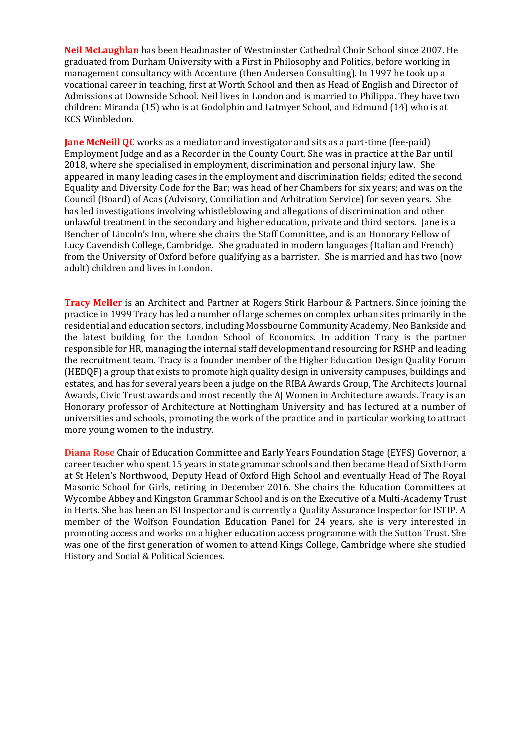**Neil McLaughlan** has been Headmaster of Westminster Cathedral Choir School since 2007. He graduated from Durham University with a First in Philosophy and Politics, before working in management consultancy with Accenture (then Andersen Consulting). In 1997 he took up a vocational career in teaching, first at Worth School and then as Head of English and Director of Admissions at Downside School. Neil lives in London and is married to Philippa. They have two children: Miranda (15) who is at Godolphin and Latmyer School, and Edmund (14) who is at KCS Wimbledon.

**Jane McNeill QC** works as a mediator and investigator and sits as a part-time (fee-paid) Employment Judge and as a Recorder in the County Court. She was in practice at the Bar until 2018, where she specialised in employment, discrimination and personal injury law. She appeared in many leading cases in the employment and discrimination fields; edited the second Equality and Diversity Code for the Bar; was head of her Chambers for six years; and was on the Council (Board) of Acas (Advisory, Conciliation and Arbitration Service) for seven years. She has led investigations involving whistleblowing and allegations of discrimination and other unlawful treatment in the secondary and higher education, private and third sectors. Jane is a Bencher of Lincoln's Inn, where she chairs the Staff Committee, and is an Honorary Fellow of Lucy Cavendish College, Cambridge. She graduated in modern languages (Italian and French) from the University of Oxford before qualifying as a barrister. She is married and has two (now adult) children and lives in London.

**Tracy Meller** is an Architect and Partner at Rogers Stirk Harbour & Partners. Since joining the practice in 1999 Tracy has led a number of large schemes on complex urban sites primarily in the residential and education sectors, including Mossbourne Community Academy, Neo Bankside and the latest building for the London School of Economics. In addition Tracy is the partner responsible for HR, managing the internal staff development and resourcing for RSHP and leading the recruitment team. Tracy is a founder member of the Higher Education Design Quality Forum (HEDQF) a group that exists to promote high quality design in university campuses, buildings and estates, and has for several years been a judge on the RIBA Awards Group, The Architects Journal Awards, Civic Trust awards and most recently the AJ Women in Architecture awards. Tracy is an Honorary professor of Architecture at Nottingham University and has lectured at a number of universities and schools, promoting the work of the practice and in particular working to attract more young women to the industry.

**Diana Rose** Chair of Education Committee and Early Years Foundation Stage (EYFS) Governor, a career teacher who spent 15 years in state grammar schools and then became Head of Sixth Form at St Helen's Northwood, Deputy Head of Oxford High School and eventually Head of The Royal Masonic School for Girls, retiring in December 2016. She chairs the Education Committees at Wycombe Abbey and Kingston Grammar School and is on the Executive of a Multi-Academy Trust in Herts. She has been an ISI Inspector and is currently a Quality Assurance Inspector for ISTIP. A member of the Wolfson Foundation Education Panel for 24 years, she is very interested in promoting access and works on a higher education access programme with the Sutton Trust. She was one of the first generation of women to attend Kings College, Cambridge where she studied History and Social & Political Sciences.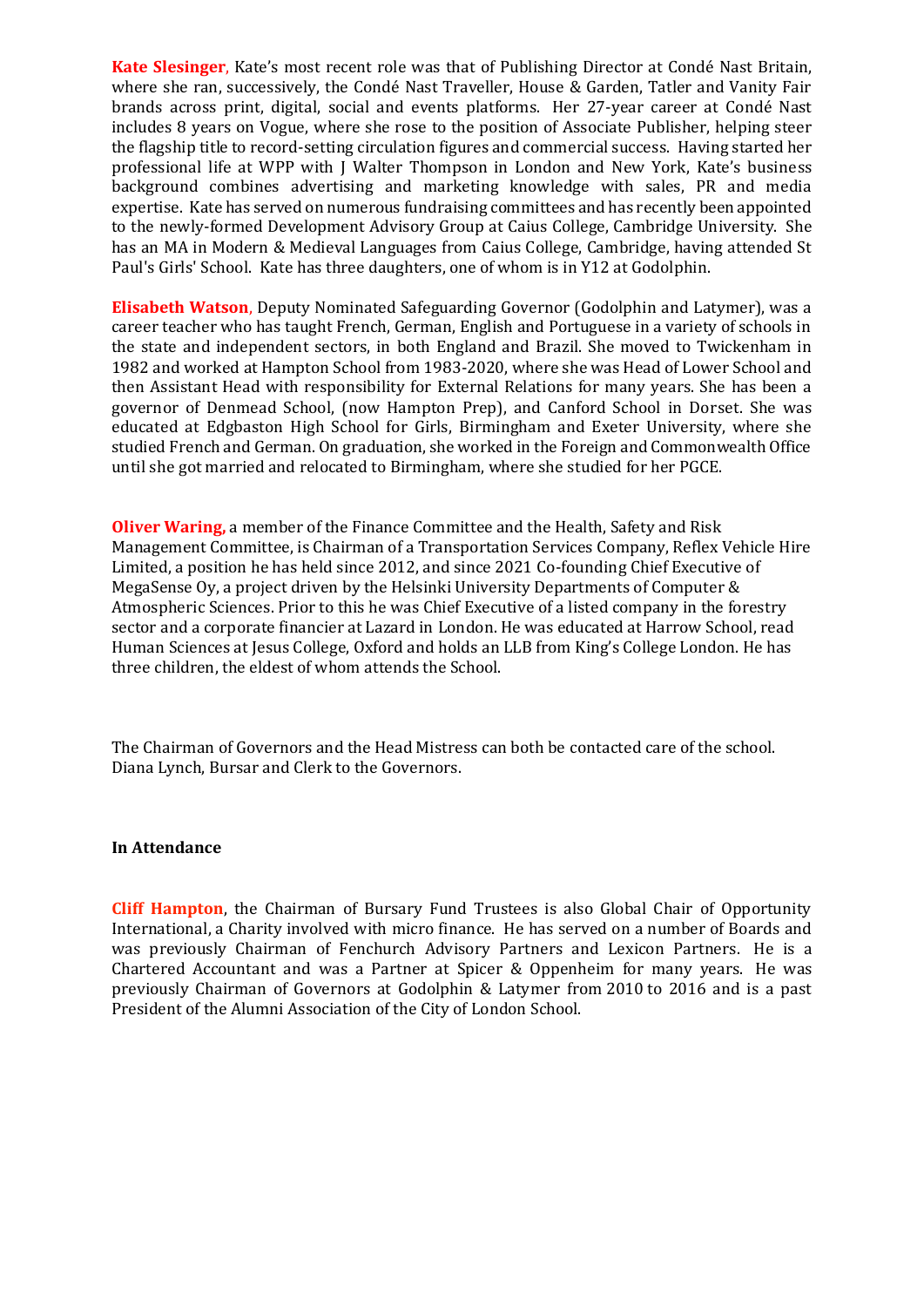**Kate Slesinger**, Kate's most recent role was that of Publishing Director at Condé Nast Britain, where she ran, successively, the Condé Nast Traveller, House & Garden, Tatler and Vanity Fair brands across print, digital, social and events platforms. Her 27-year career at Condé Nast includes 8 years on Vogue, where she rose to the position of Associate Publisher, helping steer the flagship title to record-setting circulation figures and commercial success. Having started her professional life at WPP with J Walter Thompson in London and New York, Kate's business background combines advertising and marketing knowledge with sales, PR and media expertise. Kate has served on numerous fundraising committees and has recently been appointed to the newly-formed Development Advisory Group at Caius College, Cambridge University. She has an MA in Modern & Medieval Languages from Caius College, Cambridge, having attended St Paul's Girls' School. Kate has three daughters, one of whom is in Y12 at Godolphin.

**Elisabeth Watson**, Deputy Nominated Safeguarding Governor (Godolphin and Latymer), was a career teacher who has taught French, German, English and Portuguese in a variety of schools in the state and independent sectors, in both England and Brazil. She moved to Twickenham in 1982 and worked at Hampton School from 1983-2020, where she was Head of Lower School and then Assistant Head with responsibility for External Relations for many years. She has been a governor of Denmead School, (now Hampton Prep), and Canford School in Dorset. She was educated at Edgbaston High School for Girls, Birmingham and Exeter University, where she studied French and German. On graduation, she worked in the Foreign and Commonwealth Office until she got married and relocated to Birmingham, where she studied for her PGCE.

**Oliver Waring,** a member of the Finance Committee and the Health, Safety and Risk Management Committee, is Chairman of a Transportation Services Company, Reflex Vehicle Hire Limited, a position he has held since 2012, and since 2021 Co-founding Chief Executive of MegaSense Oy, a project driven by the Helsinki University Departments of Computer & Atmospheric Sciences. Prior to this he was Chief Executive of a listed company in the forestry sector and a corporate financier at Lazard in London. He was educated at Harrow School, read Human Sciences at Jesus College, Oxford and holds an LLB from King's College London. He has three children, the eldest of whom attends the School.

The Chairman of Governors and the Head Mistress can both be contacted care of the school.
Diana Lynch, Bursar and Clerk to the Governors.

**In Attendance**

**Cliff Hampton**, the Chairman of Bursary Fund Trustees is also Global Chair of Opportunity International, a Charity involved with micro finance. He has served on a number of Boards and was previously Chairman of Fenchurch Advisory Partners and Lexicon Partners. He is a Chartered Accountant and was a Partner at Spicer & Oppenheim for many years. He was previously Chairman of Governors at Godolphin & Latymer from 2010 to 2016 and is a past President of the Alumni Association of the City of London School.